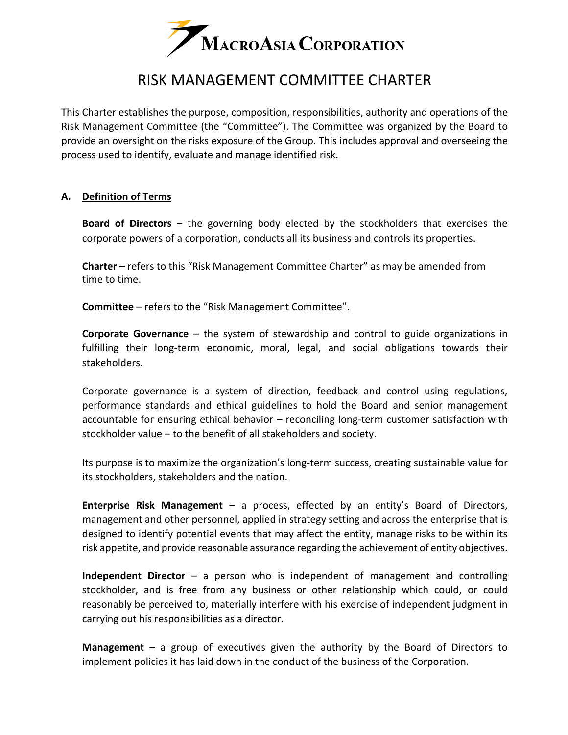# RISK MANAGEMENT COMMITTEE CHARTER

This Charter establishes the purpose, composition, responsibilities, authority and operations of the Risk Management Committee (the "Committee"). The Committee was organized by the Board to provide an oversight on the risks exposure of the Group. This includes approval and overseeing the process used to identify, evaluate and manage identified risk.

## A. Definition of Terms

**Board of Directors** – the governing body elected by the stockholders that exercises the corporate powers of a corporation, conducts all its business and controls its properties.

**Charter** – refers to this "Risk Management Committee Charter" as may be amended from time to time.

**Committee** – refers to the "Risk Management Committee".

**Corporate Governance** – the system of stewardship and control to guide organizations in fulfilling their long-term economic, moral, legal, and social obligations towards their stakeholders.

Corporate governance is a system of direction, feedback and control using regulations, performance standards and ethical guidelines to hold the Board and senior management accountable for ensuring ethical behavior – reconciling long-term customer satisfaction with stockholder value – to the benefit of all stakeholders and society.

Its purpose is to maximize the organization's long-term success, creating sustainable value for its stockholders, stakeholders and the nation.

**Enterprise Risk Management** – a process, effected by an entity's Board of Directors, management and other personnel, applied in strategy setting and across the enterprise that is designed to identify potential events that may affect the entity, manage risks to be within its risk appetite, and provide reasonable assurance regarding the achievement of entity objectives.

**Independent Director** – a person who is independent of management and controlling stockholder, and is free from any business or other relationship which could, or could reasonably be perceived to, materially interfere with his exercise of independent judgment in carrying out his responsibilities as a director.

**Management** – a group of executives given the authority by the Board of Directors to implement policies it has laid down in the conduct of the business of the Corporation.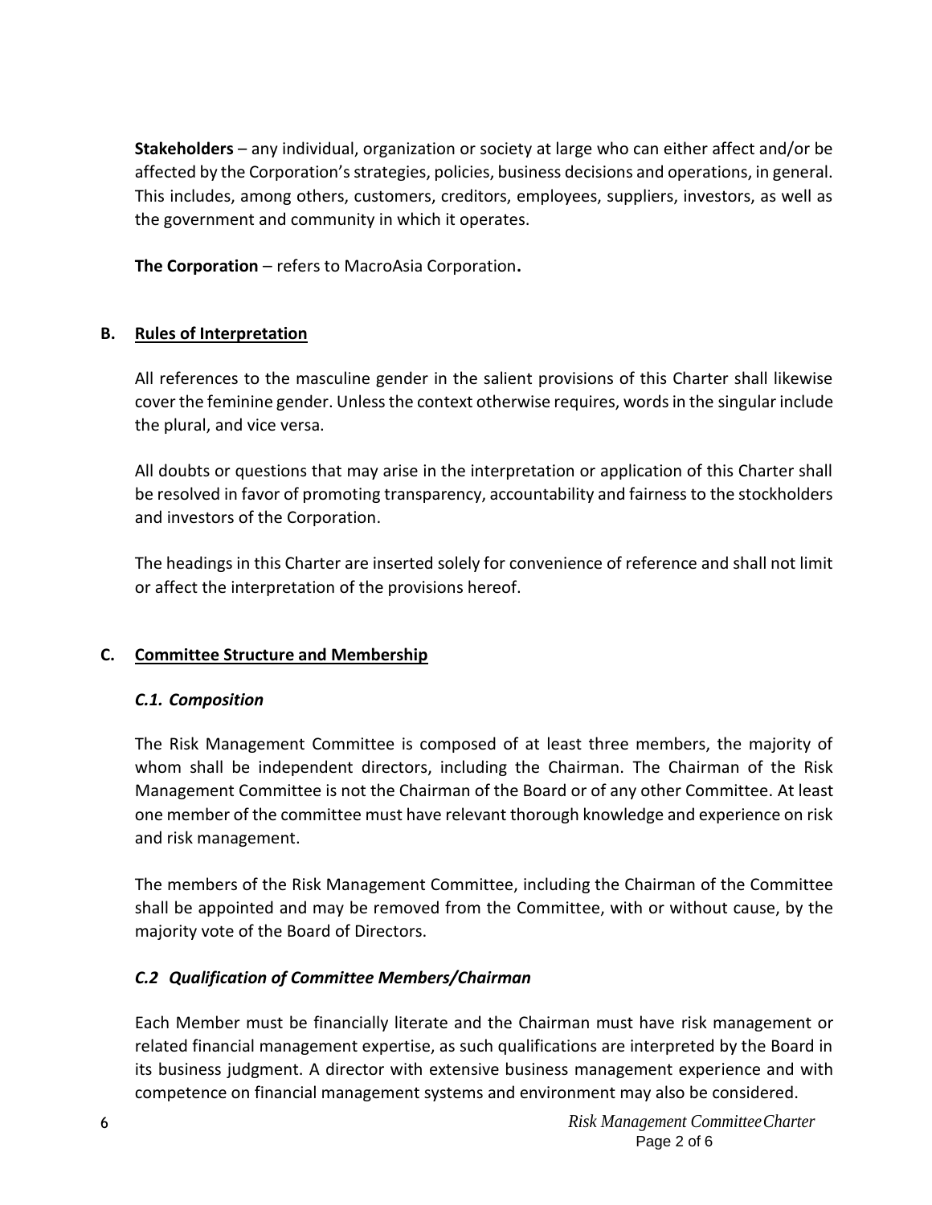**Stakeholders** – any individual, organization or society at large who can either affect and/or be affected by the Corporation's strategies, policies, business decisions and operations, in general. This includes, among others, customers, creditors, employees, suppliers, investors, as well as the government and community in which it operates.

**The Corporation** – refers to MacroAsia Corporation**.**

## B. Rules of Interpretation

All references to the masculine gender in the salient provisions of this Charter shall likewise cover the feminine gender. Unless the context otherwise requires, words in the singular include the plural, and vice versa.

All doubts or questions that may arise in the interpretation or application of this Charter shall be resolved in favor of promoting transparency, accountability and fairness to the stockholders and investors of the Corporation.

The headings in this Charter are inserted solely for convenience of reference and shall not limit or affect the interpretation of the provisions hereof.

## C. Committee Structure and Membership

### *C.1. Composition*

The Risk Management Committee is composed of at least three members, the majority of whom shall be independent directors, including the Chairman. The Chairman of the Risk Management Committee is not the Chairman of the Board or of any other Committee. At least one member of the committee must have relevant thorough knowledge and experience on risk and risk management.

The members of the Risk Management Committee, including the Chairman of the Committee shall be appointed and may be removed from the Committee, with or without cause, by the majority vote of the Board of Directors.

### *C.2 Qualification of Committee Members/Chairman*

Each Member must be financially literate and the Chairman must have risk management or related financial management expertise, as such qualifications are interpreted by the Board in its business judgment. A director with extensive business management experience and with competence on financial management systems and environment may also be considered.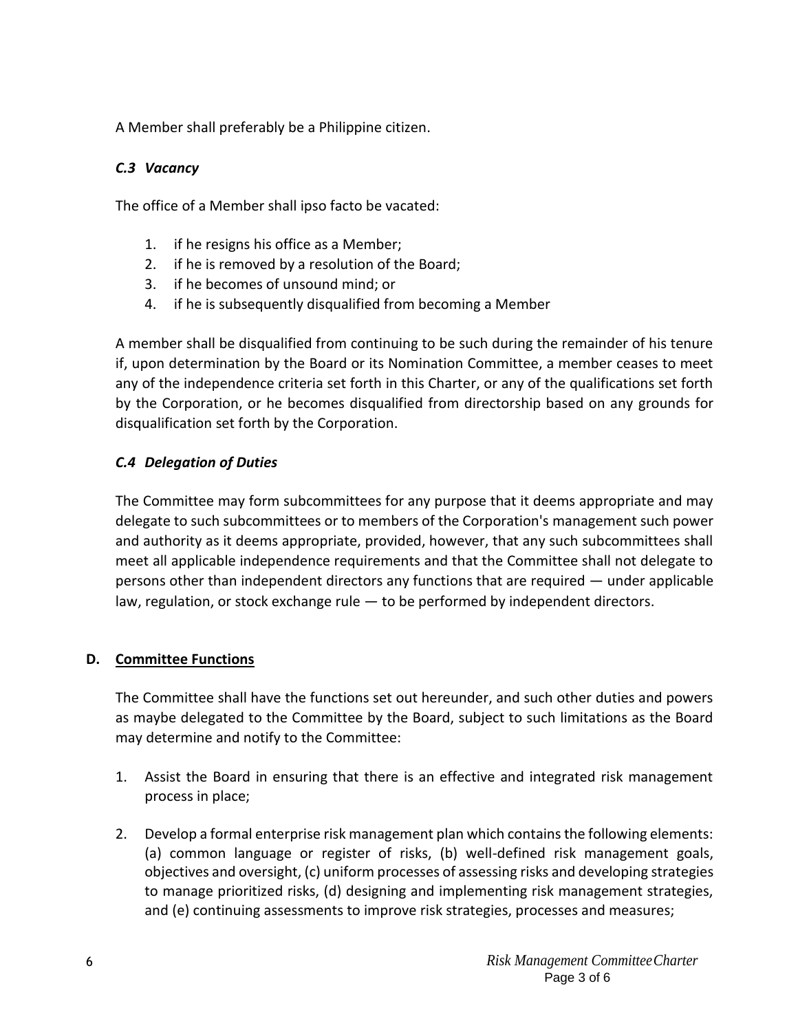A Member shall preferably be a Philippine citizen.

### *C.3 Vacancy*

The office of a Member shall ipso facto be vacated:

1. if he resigns his office as a Member;
2. if he is removed by a resolution of the Board;
3. if he becomes of unsound mind; or
4. if he is subsequently disqualified from becoming a Member

A member shall be disqualified from continuing to be such during the remainder of his tenure if, upon determination by the Board or its Nomination Committee, a member ceases to meet any of the independence criteria set forth in this Charter, or any of the qualifications set forth by the Corporation, or he becomes disqualified from directorship based on any grounds for disqualification set forth by the Corporation.

### *C.4 Delegation of Duties*

The Committee may form subcommittees for any purpose that it deems appropriate and may delegate to such subcommittees or to members of the Corporation's management such power and authority as it deems appropriate, provided, however, that any such subcommittees shall meet all applicable independence requirements and that the Committee shall not delegate to persons other than independent directors any functions that are required — under applicable law, regulation, or stock exchange rule — to be performed by independent directors.

## D. Committee Functions

The Committee shall have the functions set out hereunder, and such other duties and powers as maybe delegated to the Committee by the Board, subject to such limitations as the Board may determine and notify to the Committee:

1. Assist the Board in ensuring that there is an effective and integrated risk management process in place;

2. Develop a formal enterprise risk management plan which contains the following elements: (a) common language or register of risks, (b) well-defined risk management goals, objectives and oversight, (c) uniform processes of assessing risks and developing strategies to manage prioritized risks, (d) designing and implementing risk management strategies, and (e) continuing assessments to improve risk strategies, processes and measures;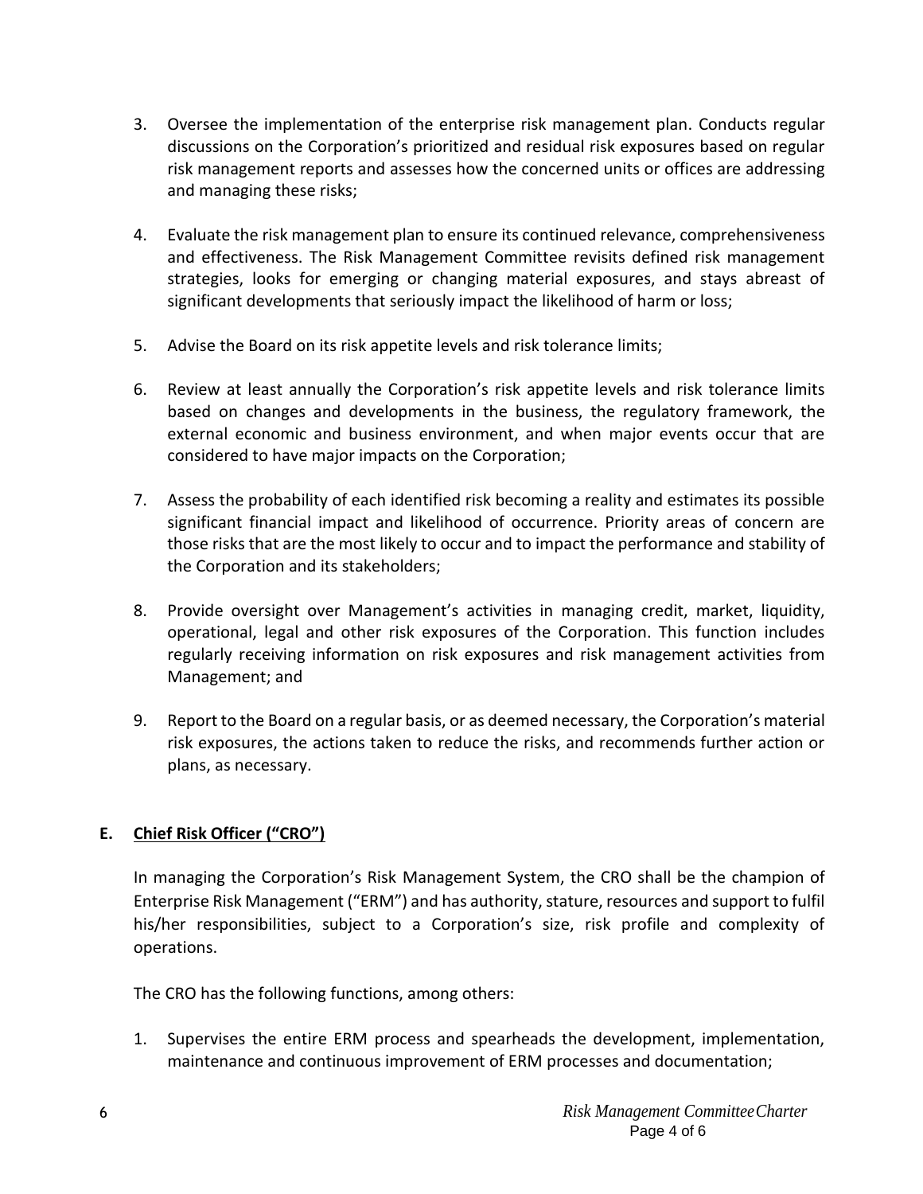3. Oversee the implementation of the enterprise risk management plan. Conducts regular discussions on the Corporation's prioritized and residual risk exposures based on regular risk management reports and assesses how the concerned units or offices are addressing and managing these risks;

4. Evaluate the risk management plan to ensure its continued relevance, comprehensiveness and effectiveness. The Risk Management Committee revisits defined risk management strategies, looks for emerging or changing material exposures, and stays abreast of significant developments that seriously impact the likelihood of harm or loss;

5. Advise the Board on its risk appetite levels and risk tolerance limits;

6. Review at least annually the Corporation's risk appetite levels and risk tolerance limits based on changes and developments in the business, the regulatory framework, the external economic and business environment, and when major events occur that are considered to have major impacts on the Corporation;

7. Assess the probability of each identified risk becoming a reality and estimates its possible significant financial impact and likelihood of occurrence. Priority areas of concern are those risks that are the most likely to occur and to impact the performance and stability of the Corporation and its stakeholders;

8. Provide oversight over Management's activities in managing credit, market, liquidity, operational, legal and other risk exposures of the Corporation. This function includes regularly receiving information on risk exposures and risk management activities from Management; and

9. Report to the Board on a regular basis, or as deemed necessary, the Corporation's material risk exposures, the actions taken to reduce the risks, and recommends further action or plans, as necessary.

## E. Chief Risk Officer ("CRO")

In managing the Corporation's Risk Management System, the CRO shall be the champion of Enterprise Risk Management ("ERM") and has authority, stature, resources and support to fulfil his/her responsibilities, subject to a Corporation's size, risk profile and complexity of operations.

The CRO has the following functions, among others:

1. Supervises the entire ERM process and spearheads the development, implementation, maintenance and continuous improvement of ERM processes and documentation;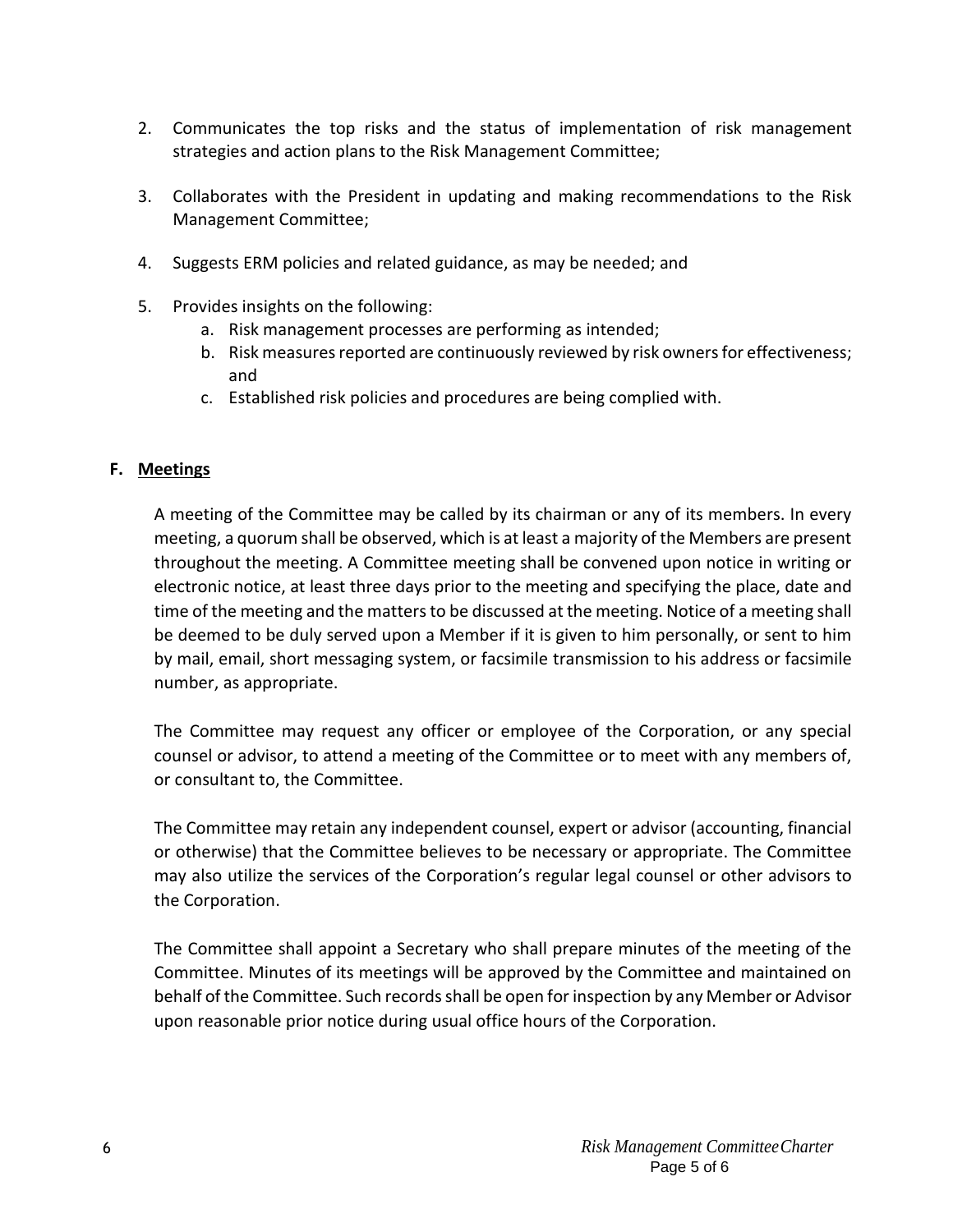2. Communicates the top risks and the status of implementation of risk management strategies and action plans to the Risk Management Committee;

3. Collaborates with the President in updating and making recommendations to the Risk Management Committee;

4. Suggests ERM policies and related guidance, as may be needed; and

5. Provides insights on the following:
    a. Risk management processes are performing as intended;
    b. Risk measures reported are continuously reviewed by risk owners for effectiveness; and
    c. Established risk policies and procedures are being complied with.

**F. <u>Meetings</u>**

A meeting of the Committee may be called by its chairman or any of its members. In every meeting, a quorum shall be observed, which is at least a majority of the Members are present throughout the meeting. A Committee meeting shall be convened upon notice in writing or electronic notice, at least three days prior to the meeting and specifying the place, date and time of the meeting and the matters to be discussed at the meeting. Notice of a meeting shall be deemed to be duly served upon a Member if it is given to him personally, or sent to him by mail, email, short messaging system, or facsimile transmission to his address or facsimile number, as appropriate.

The Committee may request any officer or employee of the Corporation, or any special counsel or advisor, to attend a meeting of the Committee or to meet with any members of, or consultant to, the Committee.

The Committee may retain any independent counsel, expert or advisor (accounting, financial or otherwise) that the Committee believes to be necessary or appropriate. The Committee may also utilize the services of the Corporation's regular legal counsel or other advisors to the Corporation.

The Committee shall appoint a Secretary who shall prepare minutes of the meeting of the Committee. Minutes of its meetings will be approved by the Committee and maintained on behalf of the Committee. Such records shall be open for inspection by any Member or Advisor upon reasonable prior notice during usual office hours of the Corporation.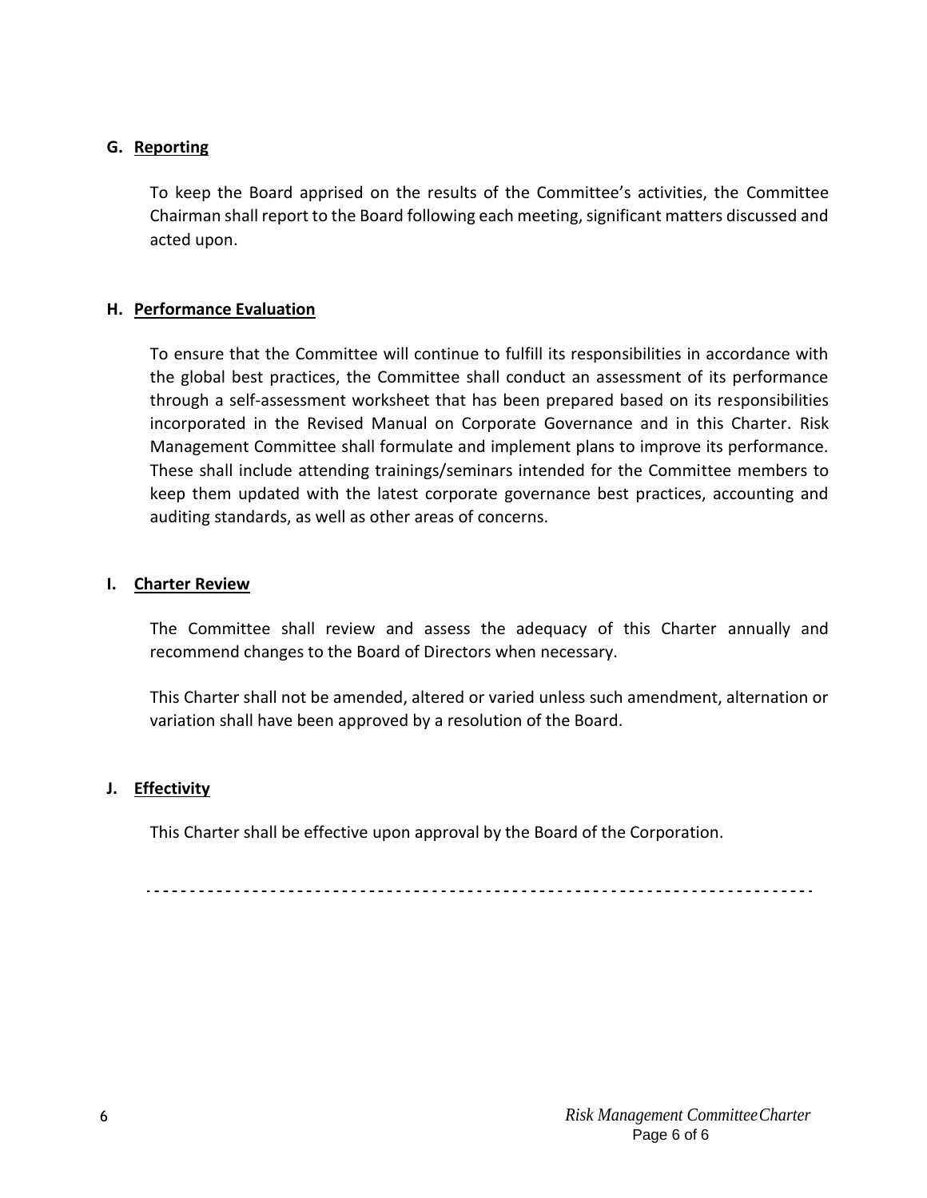## G. Reporting

To keep the Board apprised on the results of the Committee's activities, the Committee Chairman shall report to the Board following each meeting, significant matters discussed and acted upon.

## H. Performance Evaluation

To ensure that the Committee will continue to fulfill its responsibilities in accordance with the global best practices, the Committee shall conduct an assessment of its performance through a self-assessment worksheet that has been prepared based on its responsibilities incorporated in the Revised Manual on Corporate Governance and in this Charter. Risk Management Committee shall formulate and implement plans to improve its performance. These shall include attending trainings/seminars intended for the Committee members to keep them updated with the latest corporate governance best practices, accounting and auditing standards, as well as other areas of concerns.

## I. Charter Review

The Committee shall review and assess the adequacy of this Charter annually and recommend changes to the Board of Directors when necessary.

This Charter shall not be amended, altered or varied unless such amendment, alternation or variation shall have been approved by a resolution of the Board.

## J. Effectivity

This Charter shall be effective upon approval by the Board of the Corporation.

---